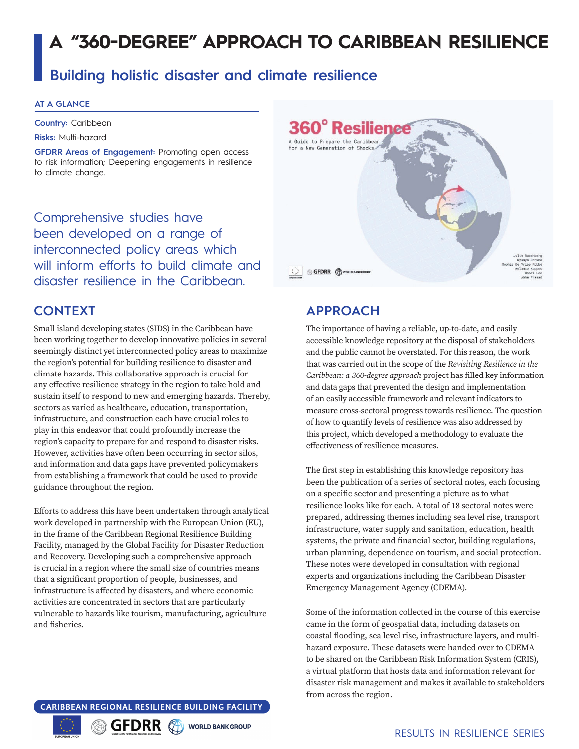# A "360-DEGREE" APPROACH TO CARIBBEAN RESILIENCE

## Building holistic disaster and climate resilience

**AT A GLANCE**

**Country:** Caribbean

**Risks:** Multi-hazard

**GFDRR Areas of Engagement:** Promoting open access to risk information; Deepening engagements in resilience to climate change.

Comprehensive studies have been developed on a range of interconnected policy areas which will inform efforts to build climate and disaster resilience in the Caribbean.

## CONTEXT

Small island developing states (SIDS) in the Caribbean have been working together to develop innovative policies in several seemingly distinct yet interconnected policy areas to maximize the region's potential for building resilience to disaster and climate hazards. This collaborative approach is crucial for any effective resilience strategy in the region to take hold and sustain itself to respond to new and emerging hazards. Thereby, sectors as varied as healthcare, education, transportation, infrastructure, and construction each have crucial roles to play in this endeavor that could profoundly increase the region's capacity to prepare for and respond to disaster risks. However, activities have often been occurring in sector silos, and information and data gaps have prevented policymakers from establishing a framework that could be used to provide guidance throughout the region.

Efforts to address this have been undertaken through analytical work developed in partnership with the European Union (EU), in the frame of the Caribbean Regional Resilience Building Facility, managed by the Global Facility for Disaster Reduction and Recovery. Developing such a comprehensive approach is crucial in a region where the small size of countries means that a significant proportion of people, businesses, and infrastructure is affected by disasters, and where economic activities are concentrated in sectors that are particularly vulnerable to hazards like tourism, manufacturing, agriculture and fisheries.

## APPROACH

The importance of having a reliable, up-to-date, and easily accessible knowledge repository at the disposal of stakeholders and the public cannot be overstated. For this reason, the work that was carried out in the scope of the *Revisiting Resilience in the Caribbean: a 360-degree approach* project has filled key information and data gaps that prevented the design and implementation of an easily accessible framework and relevant indicators to measure cross-sectoral progress towards resilience. The question of how to quantify levels of resilience was also addressed by this project, which developed a methodology to evaluate the effectiveness of resilience measures.

The first step in establishing this knowledge repository has been the publication of a series of sectoral notes, each focusing on a specific sector and presenting a picture as to what resilience looks like for each. A total of 18 sectoral notes were prepared, addressing themes including sea level rise, transport infrastructure, water supply and sanitation, education, health systems, the private and financial sector, building regulations, urban planning, dependence on tourism, and social protection. These notes were developed in consultation with regional experts and organizations including the Caribbean Disaster Emergency Management Agency (CDEMA).

Some of the information collected in the course of this exercise came in the form of geospatial data, including datasets on coastal flooding, sea level rise, infrastructure layers, and multi-hazard exposure. These datasets were handed over to CDEMA to be shared on the Caribbean Risk Information System (CRIS), a virtual platform that hosts data and information relevant for disaster risk management and makes it available to stakeholders from across the region.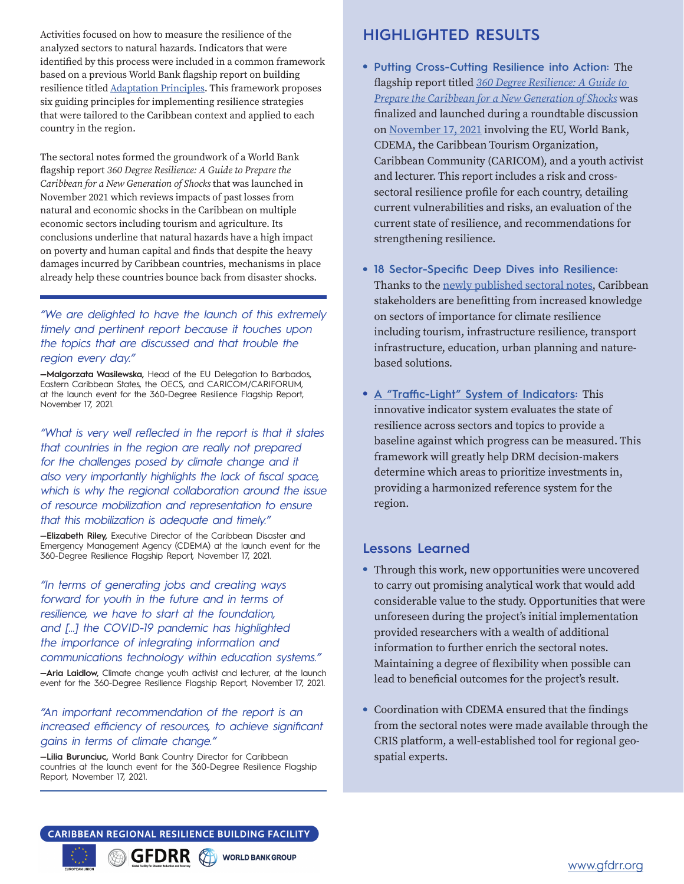Activities focused on how to measure the resilience of the analyzed sectors to natural hazards. Indicators that were identified by this process were included in a common framework based on a previous World Bank flagship report on building resilience titled Adaptation Principles. This framework proposes six guiding principles for implementing resilience strategies that were tailored to the Caribbean context and applied to each country in the region.

The sectoral notes formed the groundwork of a World Bank flagship report *360 Degree Resilience: A Guide to Prepare the Caribbean for a New Generation of Shocks* that was launched in November 2021 which reviews impacts of past losses from natural and economic shocks in the Caribbean on multiple economic sectors including tourism and agriculture. Its conclusions underline that natural hazards have a high impact on poverty and human capital and finds that despite the heavy damages incurred by Caribbean countries, mechanisms in place already help these countries bounce back from disaster shocks.

*"We are delighted to have the launch of this extremely timely and pertinent report because it touches upon the topics that are discussed and that trouble the region every day."*

**—Malgorzata Wasilewska,** Head of the EU Delegation to Barbados, Eastern Caribbean States, the OECS, and CARICOM/CARIFORUM, at the launch event for the 360-Degree Resilience Flagship Report, November 17, 2021.

*"What is very well reflected in the report is that it states that countries in the region are really not prepared for the challenges posed by climate change and it also very importantly highlights the lack of fiscal space, which is why the regional collaboration around the issue of resource mobilization and representation to ensure that this mobilization is adequate and timely."*

**—Elizabeth Riley,** Executive Director of the Caribbean Disaster and Emergency Management Agency (CDEMA) at the launch event for the 360-Degree Resilience Flagship Report, November 17, 2021.

*"In terms of generating jobs and creating ways forward for youth in the future and in terms of resilience, we have to start at the foundation, and [...] the COVID-19 pandemic has highlighted the importance of integrating information and communications technology within education systems."*

**—Aria Laidlow,** Climate change youth activist and lecturer, at the launch event for the 360-Degree Resilience Flagship Report, November 17, 2021.

*"An important recommendation of the report is an increased efficiency of resources, to achieve significant gains in terms of climate change."*

**—Lilia Burunciuc,** World Bank Country Director for Caribbean countries at the launch event for the 360-Degree Resilience Flagship Report, November 17, 2021.

## HIGHLIGHTED RESULTS

- **Putting Cross-Cutting Resilience into Action:** The flagship report titled *360 Degree Resilience: A Guide to Prepare the Caribbean for a New Generation of Shocks* was finalized and launched during a roundtable discussion on November 17, 2021 involving the EU, World Bank, CDEMA, the Caribbean Tourism Organization, Caribbean Community (CARICOM), and a youth activist and lecturer. This report includes a risk and cross-sectoral resilience profile for each country, detailing current vulnerabilities and risks, an evaluation of the current state of resilience, and recommendations for strengthening resilience.

- **18 Sector-Specific Deep Dives into Resilience:** Thanks to the newly published sectoral notes, Caribbean stakeholders are benefitting from increased knowledge on sectors of importance for climate resilience including tourism, infrastructure resilience, transport infrastructure, education, urban planning and nature-based solutions.

- **A "Traffic-Light" System of Indicators:** This innovative indicator system evaluates the state of resilience across sectors and topics to provide a baseline against which progress can be measured. This framework will greatly help DRM decision-makers determine which areas to prioritize investments in, providing a harmonized reference system for the region.

### Lessons Learned

- Through this work, new opportunities were uncovered to carry out promising analytical work that would add considerable value to the study. Opportunities that were unforeseen during the project's initial implementation provided researchers with a wealth of additional information to further enrich the sectoral notes. Maintaining a degree of flexibility when possible can lead to beneficial outcomes for the project's result.

- Coordination with CDEMA ensured that the findings from the sectoral notes were made available through the CRIS platform, a well-established tool for regional geo-spatial experts.

CARIBBEAN REGIONAL RESILIENCE BUILDING FACILITY

www.gfdrr.org